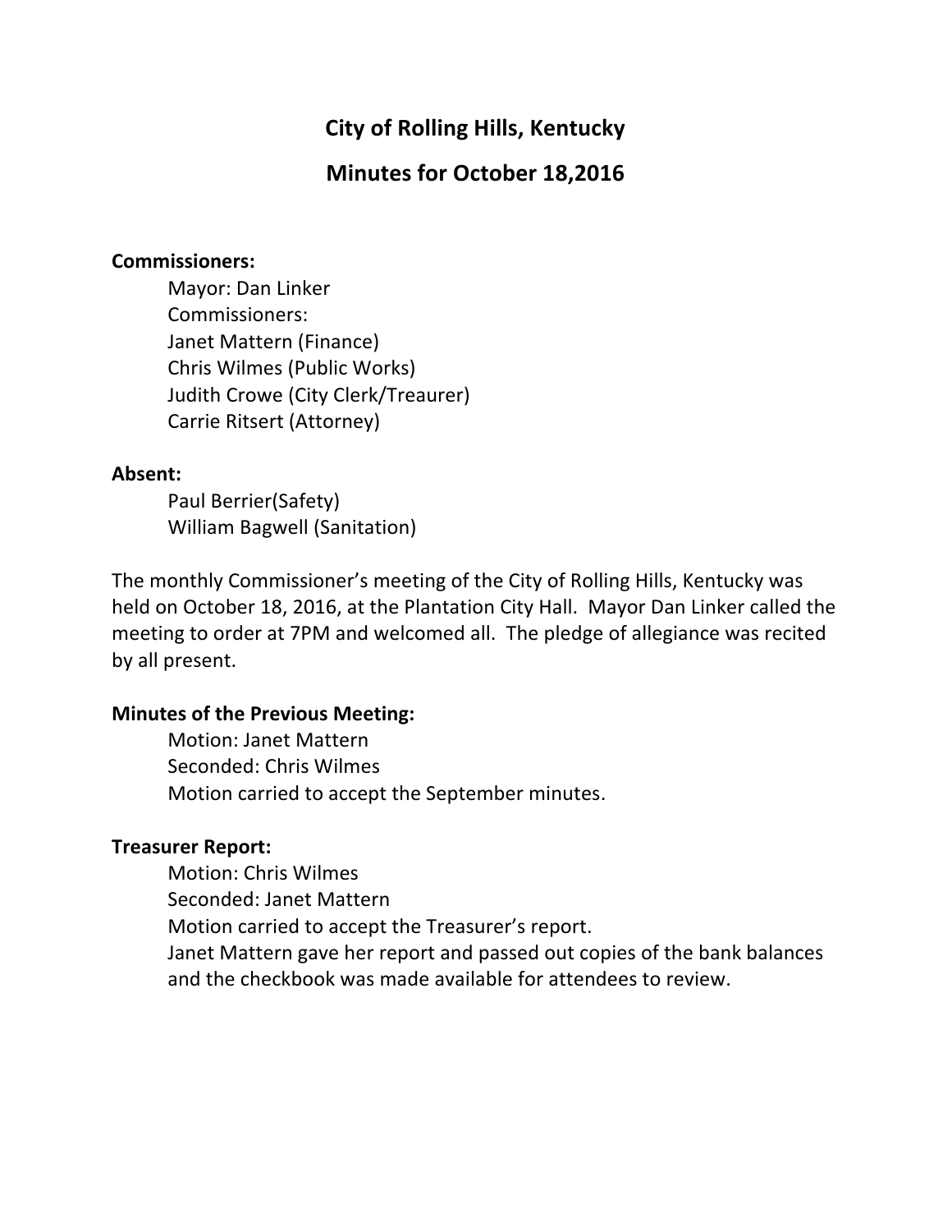# City of Rolling Hills, Kentucky

## Minutes for October 18,2016

**Commissioners:**

Mayor: Dan Linker
Commissioners:
Janet Mattern (Finance)
Chris Wilmes (Public Works)
Judith Crowe (City Clerk/Treaurer)
Carrie Ritsert (Attorney)

**Absent:**

Paul Berrier(Safety)
William Bagwell (Sanitation)

The monthly Commissioner's meeting of the City of Rolling Hills, Kentucky was held on October 18, 2016, at the Plantation City Hall. Mayor Dan Linker called the meeting to order at 7PM and welcomed all. The pledge of allegiance was recited by all present.

**Minutes of the Previous Meeting:**

Motion: Janet Mattern
Seconded: Chris Wilmes
Motion carried to accept the September minutes.

**Treasurer Report:**

Motion: Chris Wilmes
Seconded: Janet Mattern
Motion carried to accept the Treasurer's report.
Janet Mattern gave her report and passed out copies of the bank balances and the checkbook was made available for attendees to review.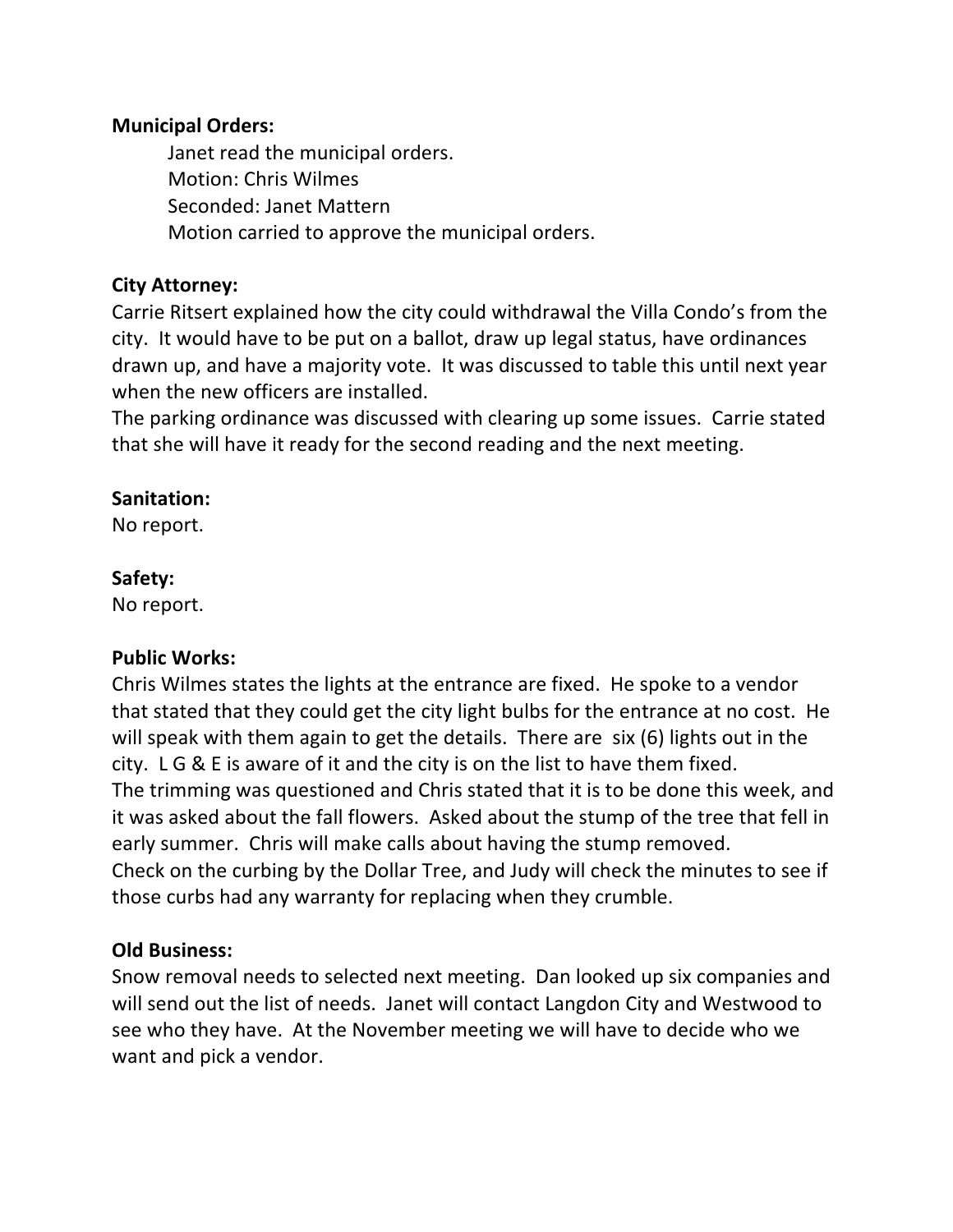**Municipal Orders:**

Janet read the municipal orders.
Motion: Chris Wilmes
Seconded: Janet Mattern
Motion carried to approve the municipal orders.

**City Attorney:**

Carrie Ritsert explained how the city could withdrawal the Villa Condo's from the city. It would have to be put on a ballot, draw up legal status, have ordinances drawn up, and have a majority vote. It was discussed to table this until next year when the new officers are installed.
The parking ordinance was discussed with clearing up some issues. Carrie stated that she will have it ready for the second reading and the next meeting.

**Sanitation:**

No report.

**Safety:**

No report.

**Public Works:**

Chris Wilmes states the lights at the entrance are fixed. He spoke to a vendor that stated that they could get the city light bulbs for the entrance at no cost. He will speak with them again to get the details. There are six (6) lights out in the city. L G & E is aware of it and the city is on the list to have them fixed.
The trimming was questioned and Chris stated that it is to be done this week, and it was asked about the fall flowers. Asked about the stump of the tree that fell in early summer. Chris will make calls about having the stump removed.
Check on the curbing by the Dollar Tree, and Judy will check the minutes to see if those curbs had any warranty for replacing when they crumble.

**Old Business:**

Snow removal needs to selected next meeting. Dan looked up six companies and will send out the list of needs. Janet will contact Langdon City and Westwood to see who they have. At the November meeting we will have to decide who we want and pick a vendor.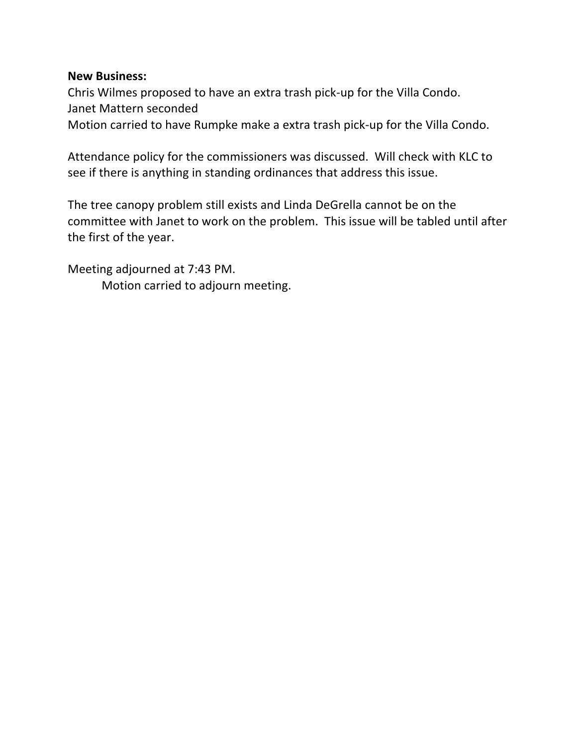**New Business:**

Chris Wilmes proposed to have an extra trash pick-up for the Villa Condo.
Janet Mattern seconded
Motion carried to have Rumpke make a extra trash pick-up for the Villa Condo.

Attendance policy for the commissioners was discussed. Will check with KLC to see if there is anything in standing ordinances that address this issue.

The tree canopy problem still exists and Linda DeGrella cannot be on the committee with Janet to work on the problem. This issue will be tabled until after the first of the year.

Meeting adjourned at 7:43 PM.
  Motion carried to adjourn meeting.